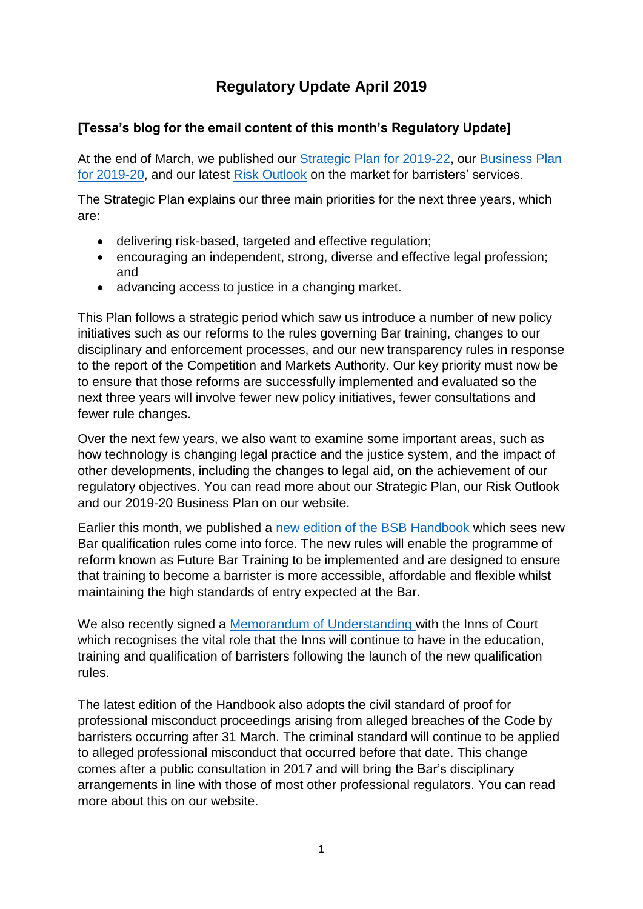# Regulatory Update April 2019

**[Tessa's blog for the email content of this month's Regulatory Update]**

At the end of March, we published our Strategic Plan for 2019-22, our Business Plan for 2019-20, and our latest Risk Outlook on the market for barristers' services.

The Strategic Plan explains our three main priorities for the next three years, which are:

- delivering risk-based, targeted and effective regulation;
- encouraging an independent, strong, diverse and effective legal profession; and
- advancing access to justice in a changing market.

This Plan follows a strategic period which saw us introduce a number of new policy initiatives such as our reforms to the rules governing Bar training, changes to our disciplinary and enforcement processes, and our new transparency rules in response to the report of the Competition and Markets Authority. Our key priority must now be to ensure that those reforms are successfully implemented and evaluated so the next three years will involve fewer new policy initiatives, fewer consultations and fewer rule changes.

Over the next few years, we also want to examine some important areas, such as how technology is changing legal practice and the justice system, and the impact of other developments, including the changes to legal aid, on the achievement of our regulatory objectives. You can read more about our Strategic Plan, our Risk Outlook and our 2019-20 Business Plan on our website.

Earlier this month, we published a new edition of the BSB Handbook which sees new Bar qualification rules come into force. The new rules will enable the programme of reform known as Future Bar Training to be implemented and are designed to ensure that training to become a barrister is more accessible, affordable and flexible whilst maintaining the high standards of entry expected at the Bar.

We also recently signed a Memorandum of Understanding with the Inns of Court which recognises the vital role that the Inns will continue to have in the education, training and qualification of barristers following the launch of the new qualification rules.

The latest edition of the Handbook also adopts the civil standard of proof for professional misconduct proceedings arising from alleged breaches of the Code by barristers occurring after 31 March. The criminal standard will continue to be applied to alleged professional misconduct that occurred before that date. This change comes after a public consultation in 2017 and will bring the Bar's disciplinary arrangements in line with those of most other professional regulators. You can read more about this on our website.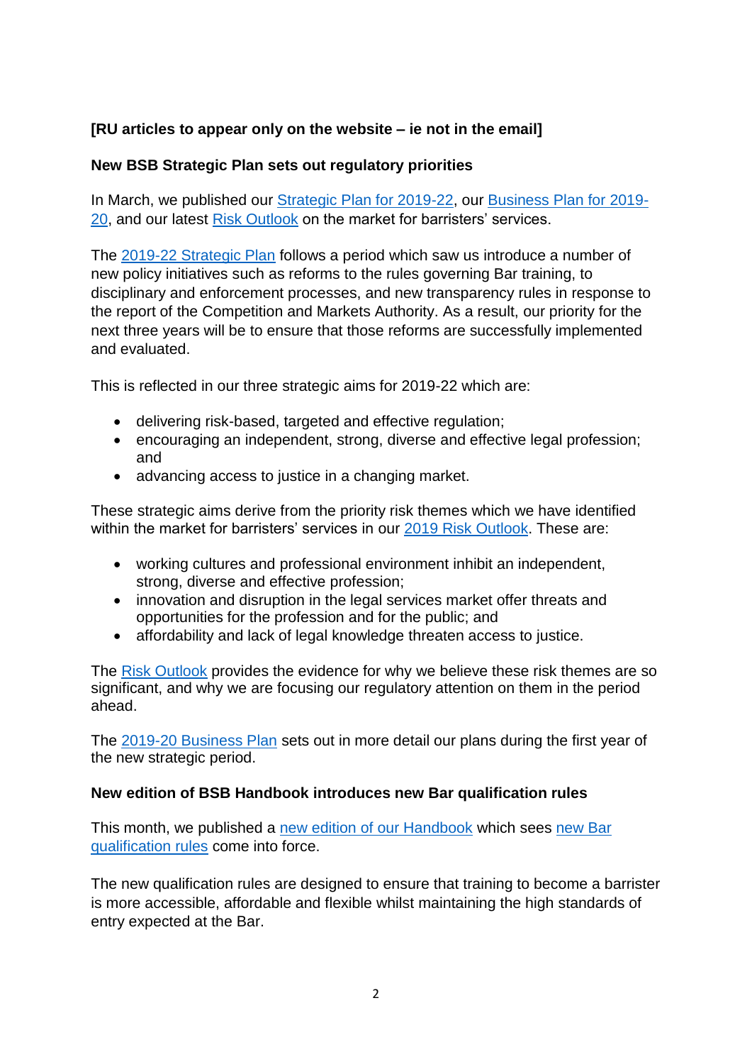**[RU articles to appear only on the website – ie not in the email]**

**New BSB Strategic Plan sets out regulatory priorities**

In March, we published our Strategic Plan for 2019-22, our Business Plan for 2019-20, and our latest Risk Outlook on the market for barristers' services.

The 2019-22 Strategic Plan follows a period which saw us introduce a number of new policy initiatives such as reforms to the rules governing Bar training, to disciplinary and enforcement processes, and new transparency rules in response to the report of the Competition and Markets Authority. As a result, our priority for the next three years will be to ensure that those reforms are successfully implemented and evaluated.

This is reflected in our three strategic aims for 2019-22 which are:

- delivering risk-based, targeted and effective regulation;
- encouraging an independent, strong, diverse and effective legal profession; and
- advancing access to justice in a changing market.

These strategic aims derive from the priority risk themes which we have identified within the market for barristers' services in our 2019 Risk Outlook. These are:

- working cultures and professional environment inhibit an independent, strong, diverse and effective profession;
- innovation and disruption in the legal services market offer threats and opportunities for the profession and for the public; and
- affordability and lack of legal knowledge threaten access to justice.

The Risk Outlook provides the evidence for why we believe these risk themes are so significant, and why we are focusing our regulatory attention on them in the period ahead.

The 2019-20 Business Plan sets out in more detail our plans during the first year of the new strategic period.

**New edition of BSB Handbook introduces new Bar qualification rules**

This month, we published a new edition of our Handbook which sees new Bar qualification rules come into force.

The new qualification rules are designed to ensure that training to become a barrister is more accessible, affordable and flexible whilst maintaining the high standards of entry expected at the Bar.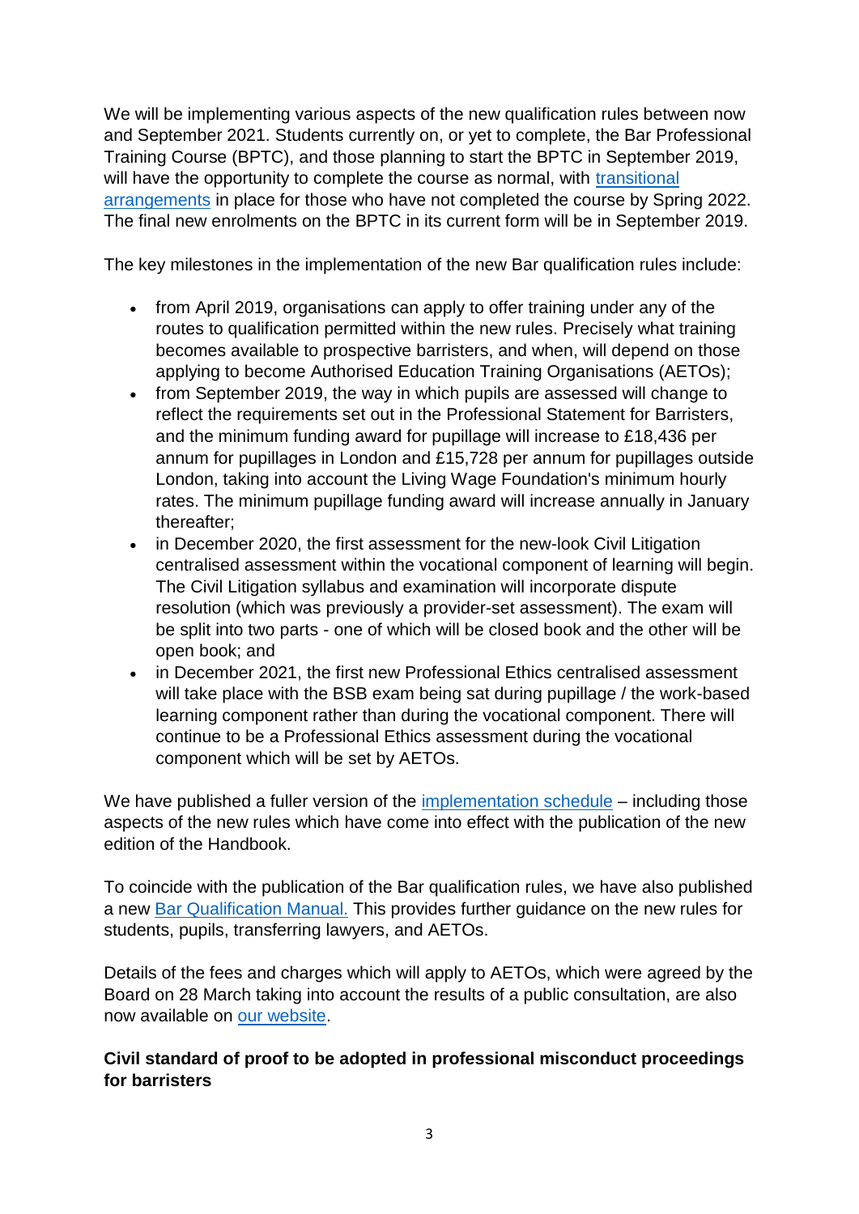We will be implementing various aspects of the new qualification rules between now and September 2021. Students currently on, or yet to complete, the Bar Professional Training Course (BPTC), and those planning to start the BPTC in September 2019, will have the opportunity to complete the course as normal, with transitional arrangements in place for those who have not completed the course by Spring 2022. The final new enrolments on the BPTC in its current form will be in September 2019.

The key milestones in the implementation of the new Bar qualification rules include:

- from April 2019, organisations can apply to offer training under any of the routes to qualification permitted within the new rules. Precisely what training becomes available to prospective barristers, and when, will depend on those applying to become Authorised Education Training Organisations (AETOs);
- from September 2019, the way in which pupils are assessed will change to reflect the requirements set out in the Professional Statement for Barristers, and the minimum funding award for pupillage will increase to £18,436 per annum for pupillages in London and £15,728 per annum for pupillages outside London, taking into account the Living Wage Foundation's minimum hourly rates. The minimum pupillage funding award will increase annually in January thereafter;
- in December 2020, the first assessment for the new-look Civil Litigation centralised assessment within the vocational component of learning will begin. The Civil Litigation syllabus and examination will incorporate dispute resolution (which was previously a provider-set assessment). The exam will be split into two parts - one of which will be closed book and the other will be open book; and
- in December 2021, the first new Professional Ethics centralised assessment will take place with the BSB exam being sat during pupillage / the work-based learning component rather than during the vocational component. There will continue to be a Professional Ethics assessment during the vocational component which will be set by AETOs.

We have published a fuller version of the implementation schedule – including those aspects of the new rules which have come into effect with the publication of the new edition of the Handbook.

To coincide with the publication of the Bar qualification rules, we have also published a new Bar Qualification Manual. This provides further guidance on the new rules for students, pupils, transferring lawyers, and AETOs.

Details of the fees and charges which will apply to AETOs, which were agreed by the Board on 28 March taking into account the results of a public consultation, are also now available on our website.

**Civil standard of proof to be adopted in professional misconduct proceedings for barristers**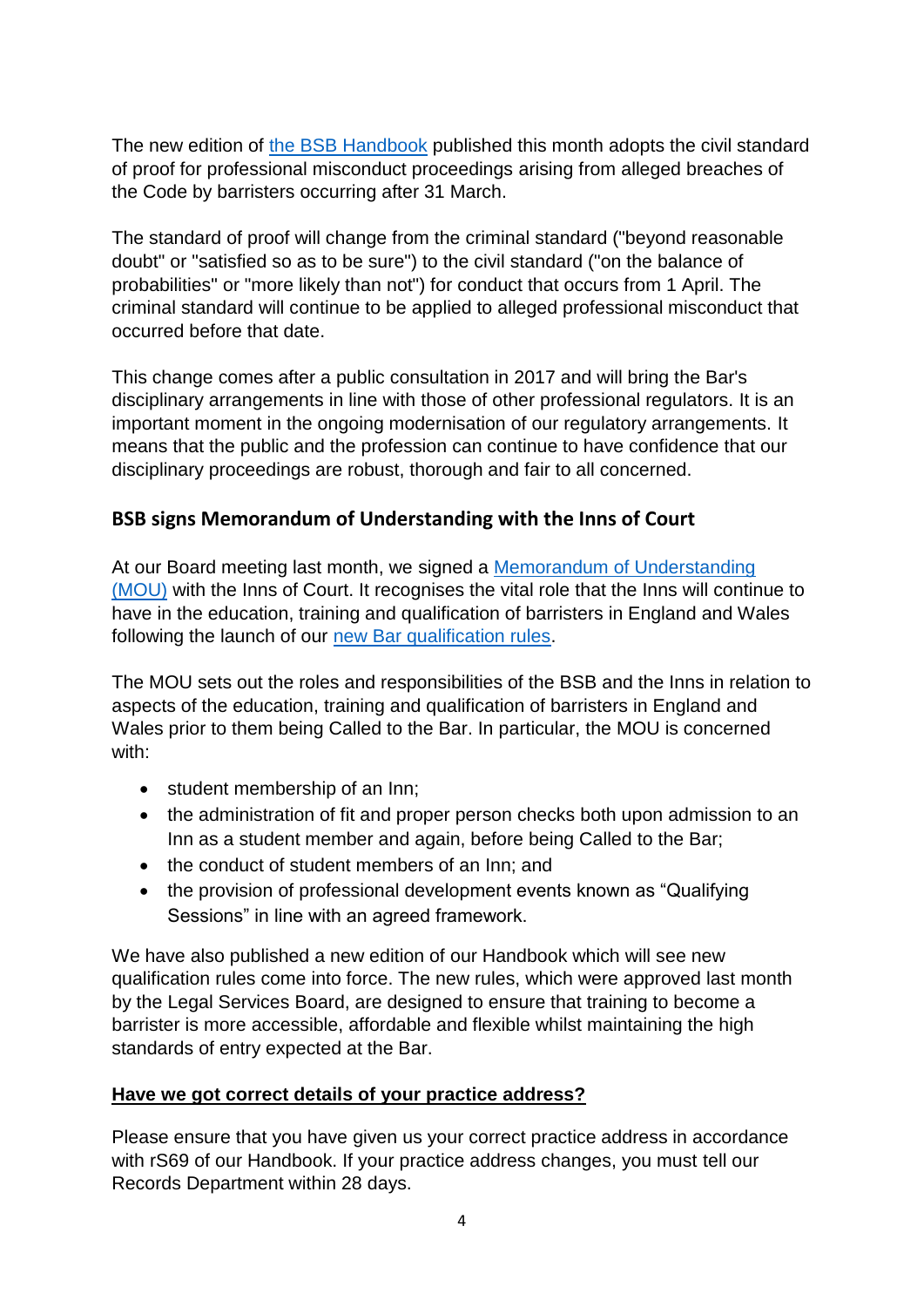The new edition of [the BSB Handbook]() published this month adopts the civil standard of proof for professional misconduct proceedings arising from alleged breaches of the Code by barristers occurring after 31 March.

The standard of proof will change from the criminal standard ("beyond reasonable doubt" or "satisfied so as to be sure") to the civil standard ("on the balance of probabilities" or "more likely than not") for conduct that occurs from 1 April. The criminal standard will continue to be applied to alleged professional misconduct that occurred before that date.

This change comes after a public consultation in 2017 and will bring the Bar's disciplinary arrangements in line with those of other professional regulators. It is an important moment in the ongoing modernisation of our regulatory arrangements. It means that the public and the profession can continue to have confidence that our disciplinary proceedings are robust, thorough and fair to all concerned.

## BSB signs Memorandum of Understanding with the Inns of Court

At our Board meeting last month, we signed a [Memorandum of Understanding (MOU)]() with the Inns of Court. It recognises the vital role that the Inns will continue to have in the education, training and qualification of barristers in England and Wales following the launch of our [new Bar qualification rules]().

The MOU sets out the roles and responsibilities of the BSB and the Inns in relation to aspects of the education, training and qualification of barristers in England and Wales prior to them being Called to the Bar. In particular, the MOU is concerned with:

- student membership of an Inn;
- the administration of fit and proper person checks both upon admission to an Inn as a student member and again, before being Called to the Bar;
- the conduct of student members of an Inn; and
- the provision of professional development events known as "Qualifying Sessions" in line with an agreed framework.

We have also published a new edition of our Handbook which will see new qualification rules come into force. The new rules, which were approved last month by the Legal Services Board, are designed to ensure that training to become a barrister is more accessible, affordable and flexible whilst maintaining the high standards of entry expected at the Bar.

## Have we got correct details of your practice address?

Please ensure that you have given us your correct practice address in accordance with rS69 of our Handbook. If your practice address changes, you must tell our Records Department within 28 days.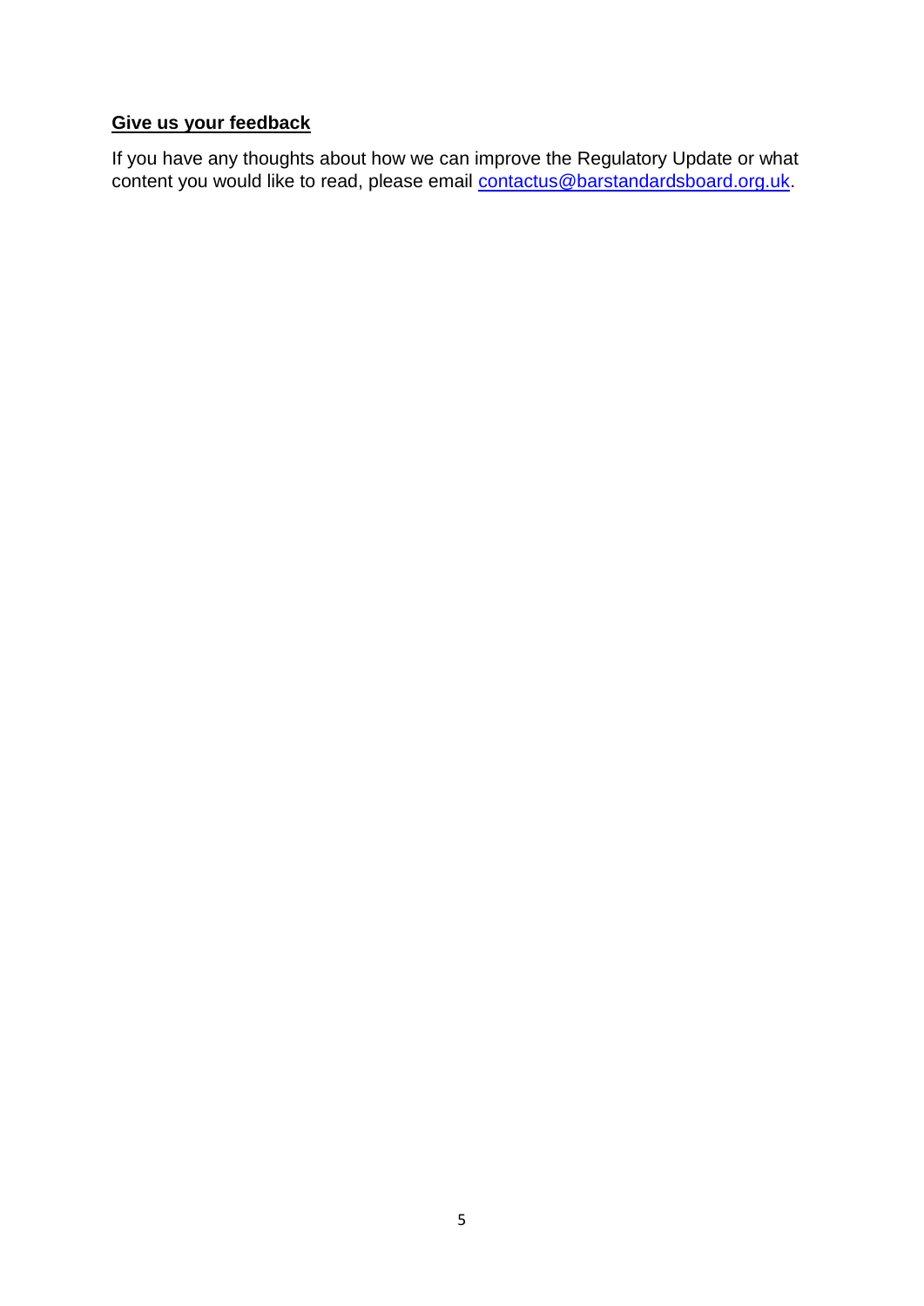**<u>Give us your feedback</u>**

If you have any thoughts about how we can improve the Regulatory Update or what content you would like to read, please email [contactus@barstandardsboard.org.uk](mailto:contactus@barstandardsboard.org.uk).